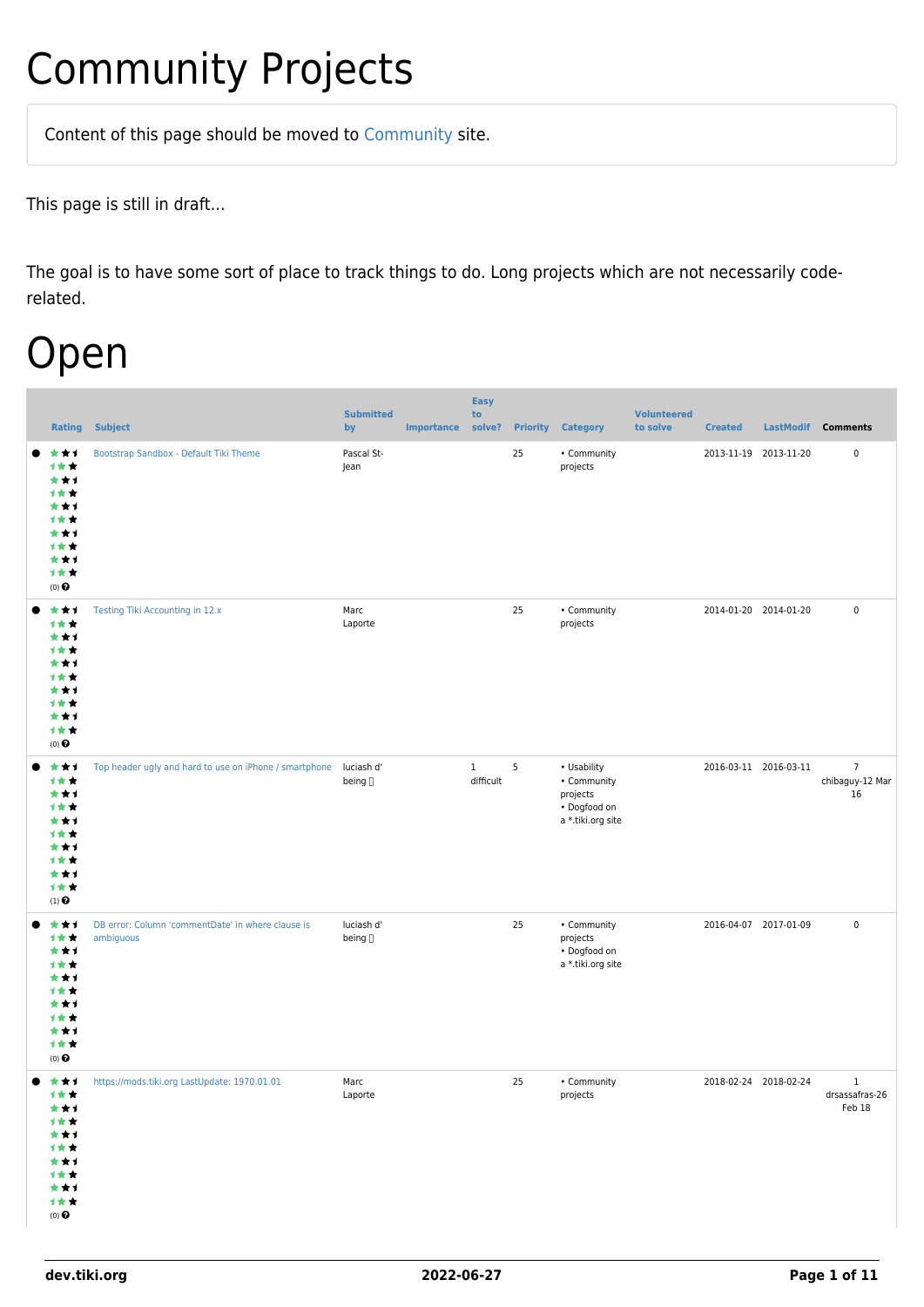# Community Projects

Content of this page should be moved to Community site.

This page is still in draft...

The goal is to have some sort of place to track things to do. Long projects which are not necessarily code-related.

# Open

| | Rating | Subject | Submitted by | Importance | Easy to solve? | Priority | Category | Volunteered to solve | Created | LastModif | Comments |
|---|---|---|---|---|---|---|---|---|---|---|---|
| ● | (0) | Bootstrap Sandbox - Default Tiki Theme | Pascal St-Jean | | | 25 | • Community projects | | 2013-11-19 | 2013-11-20 | 0 |
| ● | (0) | Testing Tiki Accounting in 12.x | Marc Laporte | | | 25 | • Community projects | | 2014-01-20 | 2014-01-20 | 0 |
| ● | (1) | Top header ugly and hard to use on iPhone / smartphone | luciash d' being | | 1 difficult | 5 | • Usability • Community projects • Dogfood on a *.tiki.org site | | 2016-03-11 | 2016-03-11 | 7 chibaguy-12 Mar 16 |
| ● | (0) | DB error: Column 'commentDate' in where clause is ambiguous | luciash d' being | | | 25 | • Community projects • Dogfood on a *.tiki.org site | | 2016-04-07 | 2017-01-09 | 0 |
| ● | (0) | https://mods.tiki.org LastUpdate: 1970.01.01 | Marc Laporte | | | 25 | • Community projects | | 2018-02-24 | 2018-02-24 | 1 drsassafras-26 Feb 18 |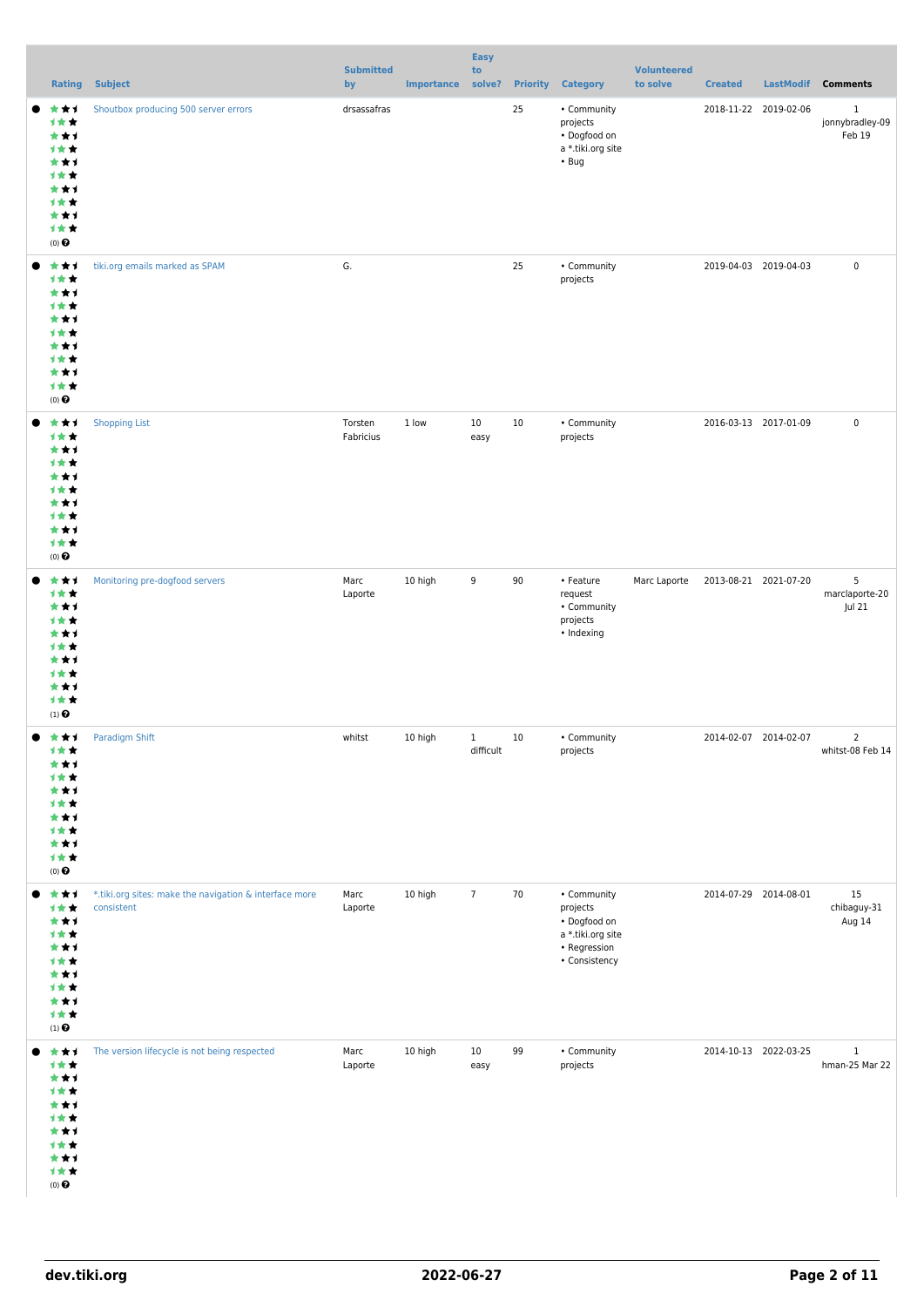| Rating | Subject | Submitted by | Importance | Easy to solve? | Priority | Category | Volunteered to solve | Created | LastModif | Comments |
|---|---|---|---|---|---|---|---|---|---|---|
| (0) | Shoutbox producing 500 server errors | drsassafras | | | 25 | • Community projects • Dogfood on a *.tiki.org site • Bug | | 2018-11-22 | 2019-02-06 | 1 jonnybradley-09 Feb 19 |
| (0) | tiki.org emails marked as SPAM | G. | | | 25 | • Community projects | | 2019-04-03 | 2019-04-03 | 0 |
| (0) | Shopping List | Torsten Fabricius | 1 low | 10 easy | 10 | • Community projects | | 2016-03-13 | 2017-01-09 | 0 |
| (1) | Monitoring pre-dogfood servers | Marc Laporte | 10 high | 9 | 90 | • Feature request • Community projects • Indexing | Marc Laporte | 2013-08-21 | 2021-07-20 | 5 marclaporte-20 Jul 21 |
| (0) | Paradigm Shift | whitst | 10 high | 1 difficult | 10 | • Community projects | | 2014-02-07 | 2014-02-07 | 2 whitst-08 Feb 14 |
| (1) | *.tiki.org sites: make the navigation & interface more consistent | Marc Laporte | 10 high | 7 | 70 | • Community projects • Dogfood on a *.tiki.org site • Regression • Consistency | | 2014-07-29 | 2014-08-01 | 15 chibaguy-31 Aug 14 |
| (0) | The version lifecycle is not being respected | Marc Laporte | 10 high | 10 easy | 99 | • Community projects | | 2014-10-13 | 2022-03-25 | 1 hman-25 Mar 22 |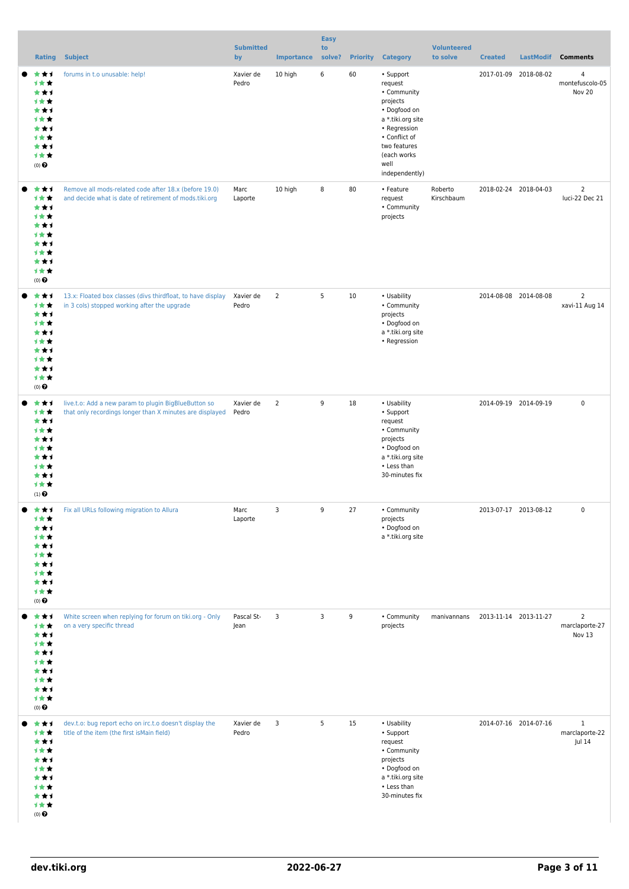| Rating | Subject | Submitted by | Importance | Easy to solve? | Priority | Category | Volunteered to solve | Created | LastModif | Comments |
|---|---|---|---|---|---|---|---|---|---|---|
| (0) | forums in t.o unusable: help! | Xavier de Pedro | 10 high | 6 | 60 | • Support request<br>• Community projects<br>• Dogfood on a *.tiki.org site<br>• Regression<br>• Conflict of two features (each works well independently) | | 2017-01-09 | 2018-08-02 | 4<br>montefuscolo-05 Nov 20 |
| (0) | Remove all mods-related code after 18.x (before 19.0) and decide what is date of retirement of mods.tiki.org | Marc Laporte | 10 high | 8 | 80 | • Feature request<br>• Community projects | Roberto Kirschbaum | 2018-02-24 | 2018-04-03 | 2<br>luci-22 Dec 21 |
| (0) | 13.x: Floated box classes (divs thirdfloat, to have display in 3 cols) stopped working after the upgrade | Xavier de Pedro | 2 | 5 | 10 | • Usability<br>• Community projects<br>• Dogfood on a *.tiki.org site<br>• Regression | | 2014-08-08 | 2014-08-08 | 2<br>xavi-11 Aug 14 |
| (1) | live.t.o: Add a new param to plugin BigBlueButton so that only recordings longer than X minutes are displayed | Xavier de Pedro | 2 | 9 | 18 | • Usability<br>• Support request<br>• Community projects<br>• Dogfood on a *.tiki.org site<br>• Less than 30-minutes fix | | 2014-09-19 | 2014-09-19 | 0 |
| (0) | Fix all URLs following migration to Allura | Marc Laporte | 3 | 9 | 27 | • Community projects<br>• Dogfood on a *.tiki.org site | | 2013-07-17 | 2013-08-12 | 0 |
| (0) | White screen when replying for forum on tiki.org - Only on a very specific thread | Pascal St-Jean | 3 | 3 | 9 | • Community projects | manivannans | 2013-11-14 | 2013-11-27 | 2<br>marclaporte-27 Nov 13 |
| (0) | dev.t.o: bug report echo on irc.t.o doesn't display the title of the item (the first isMain field) | Xavier de Pedro | 3 | 5 | 15 | • Usability<br>• Support request<br>• Community projects<br>• Dogfood on a *.tiki.org site<br>• Less than 30-minutes fix | | 2014-07-16 | 2014-07-16 | 1<br>marclaporte-22 Jul 14 |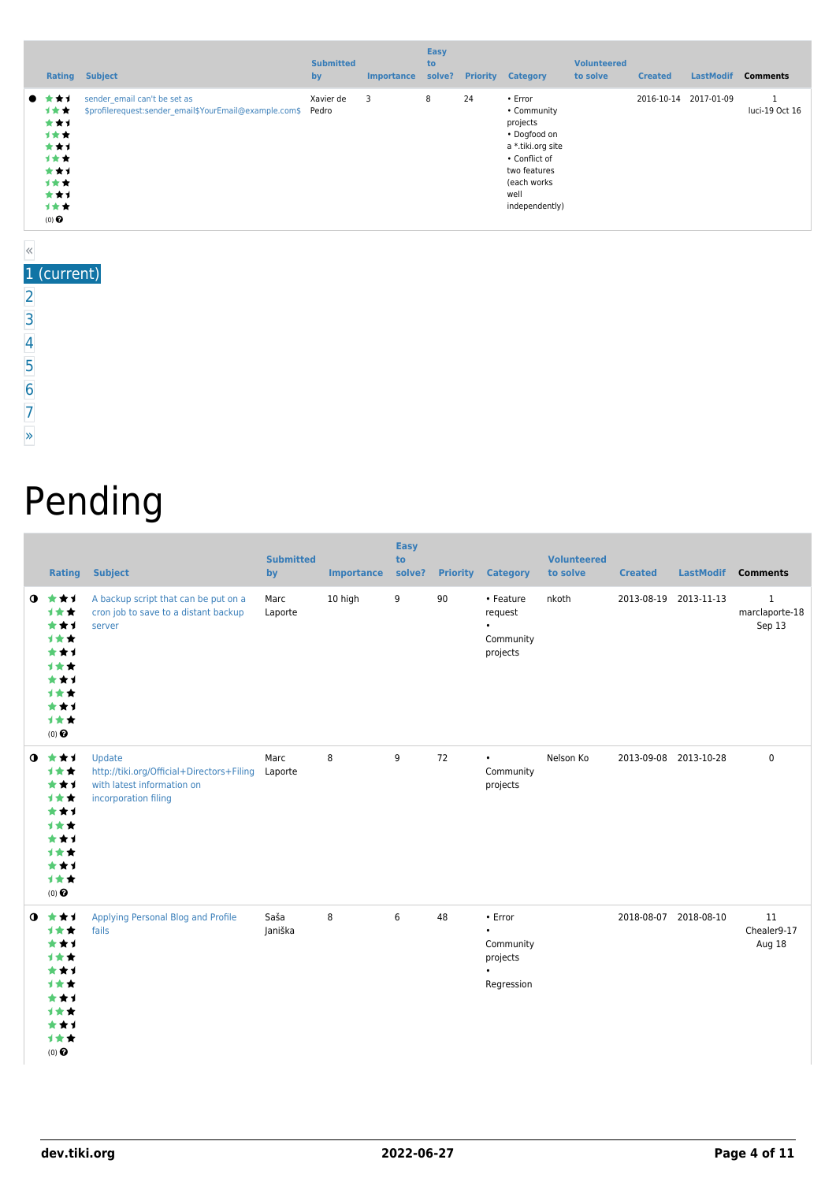| | Rating | Subject | Submitted by | Importance | Easy to solve? | Priority | Category | Volunteered to solve | Created | LastModif | Comments |
|---|---|---|---|---|---|---|---|---|---|---|---|
| ● | (0) | sender_email can't be set as $profilerequest:sender_email$YourEmail@example.com$ | Xavier de Pedro | 3 | 8 | 24 | • Error • Community projects • Dogfood on a *.tiki.org site • Conflict of two features (each works well independently) | | 2016-10-14 | 2017-01-09 | 1 luci-19 Oct 16 |

«
1 (current)
2
3
4
5
6
7
»

# Pending

| | Rating | Subject | Submitted by | Importance | Easy to solve? | Priority | Category | Volunteered to solve | Created | LastModif | Comments |
|---|---|---|---|---|---|---|---|---|---|---|---|
| ◑ | (0) | A backup script that can be put on a cron job to save to a distant backup server | Marc Laporte | 10 high | 9 | 90 | • Feature request • Community projects | nkoth | 2013-08-19 | 2013-11-13 | 1 marclaporte-18 Sep 13 |
| ◑ | (0) | Update http://tiki.org/Official+Directors+Filing with latest information on incorporation filing | Marc Laporte | 8 | 9 | 72 | • Community projects | Nelson Ko | 2013-09-08 | 2013-10-28 | 0 |
| ◑ | (0) | Applying Personal Blog and Profile fails | Saša Janiška | 8 | 6 | 48 | • Error • Community projects • Regression | | 2018-08-07 | 2018-08-10 | 11 Chealer9-17 Aug 18 |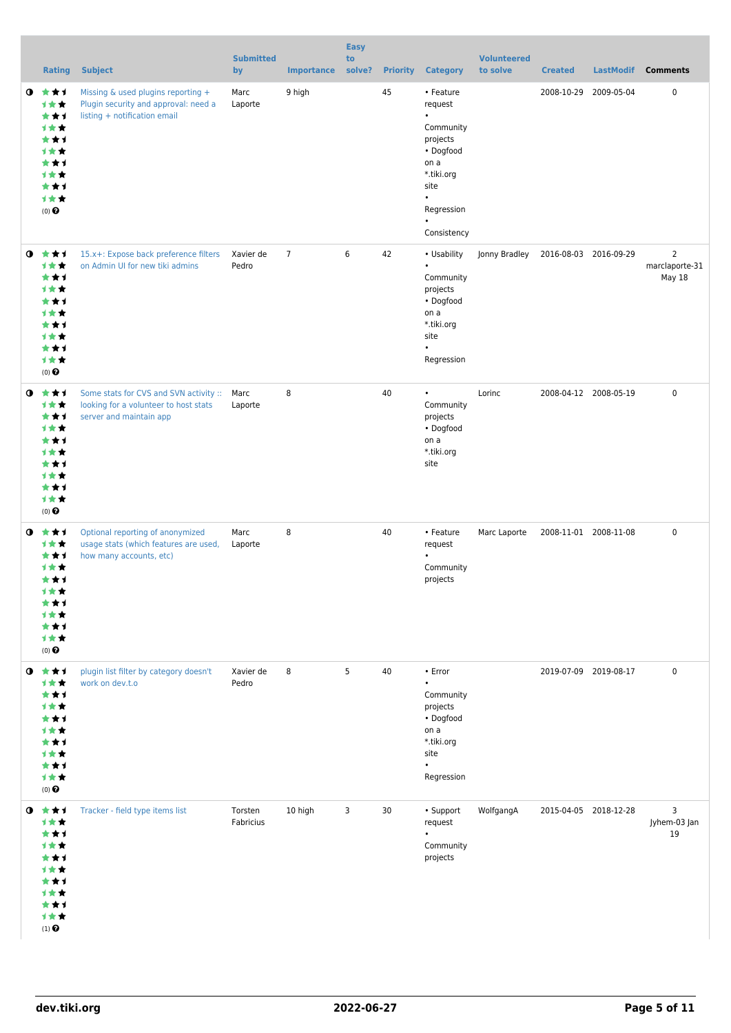| | Rating | Subject | Submitted by | Importance | Easy to solve? | Priority | Category | Volunteered to solve | Created | LastModif | Comments |
|---|---|---|---|---|---|---|---|---|---|---|---|
| ◑ | (0) | Missing & used plugins reporting + Plugin security and approval: need a listing + notification email | Marc Laporte | 9 high | | 45 | • Feature request • Community projects • Dogfood on a *.tiki.org site • Regression • Consistency | | 2008-10-29 | 2009-05-04 | 0 |
| ◑ | (0) | 15.x+: Expose back preference filters on Admin UI for new tiki admins | Xavier de Pedro | 7 | 6 | 42 | • Usability • Community projects • Dogfood on a *.tiki.org site • Regression | Jonny Bradley | 2016-08-03 | 2016-09-29 | 2 marclaporte-31 May 18 |
| ◑ | (0) | Some stats for CVS and SVN activity :: looking for a volunteer to host stats server and maintain app | Marc Laporte | 8 | | 40 | • Community projects • Dogfood on a *.tiki.org site | Lorinc | 2008-04-12 | 2008-05-19 | 0 |
| ◑ | (0) | Optional reporting of anonymized usage stats (which features are used, how many accounts, etc) | Marc Laporte | 8 | | 40 | • Feature request • Community projects | Marc Laporte | 2008-11-01 | 2008-11-08 | 0 |
| ◑ | (0) | plugin list filter by category doesn't work on dev.t.o | Xavier de Pedro | 8 | 5 | 40 | • Error • Community projects • Dogfood on a *.tiki.org site • Regression | | 2019-07-09 | 2019-08-17 | 0 |
| ◑ | (1) | Tracker - field type items list | Torsten Fabricius | 10 high | 3 | 30 | • Support request • Community projects | WolfgangA | 2015-04-05 | 2018-12-28 | 3 Jyhem-03 Jan 19 |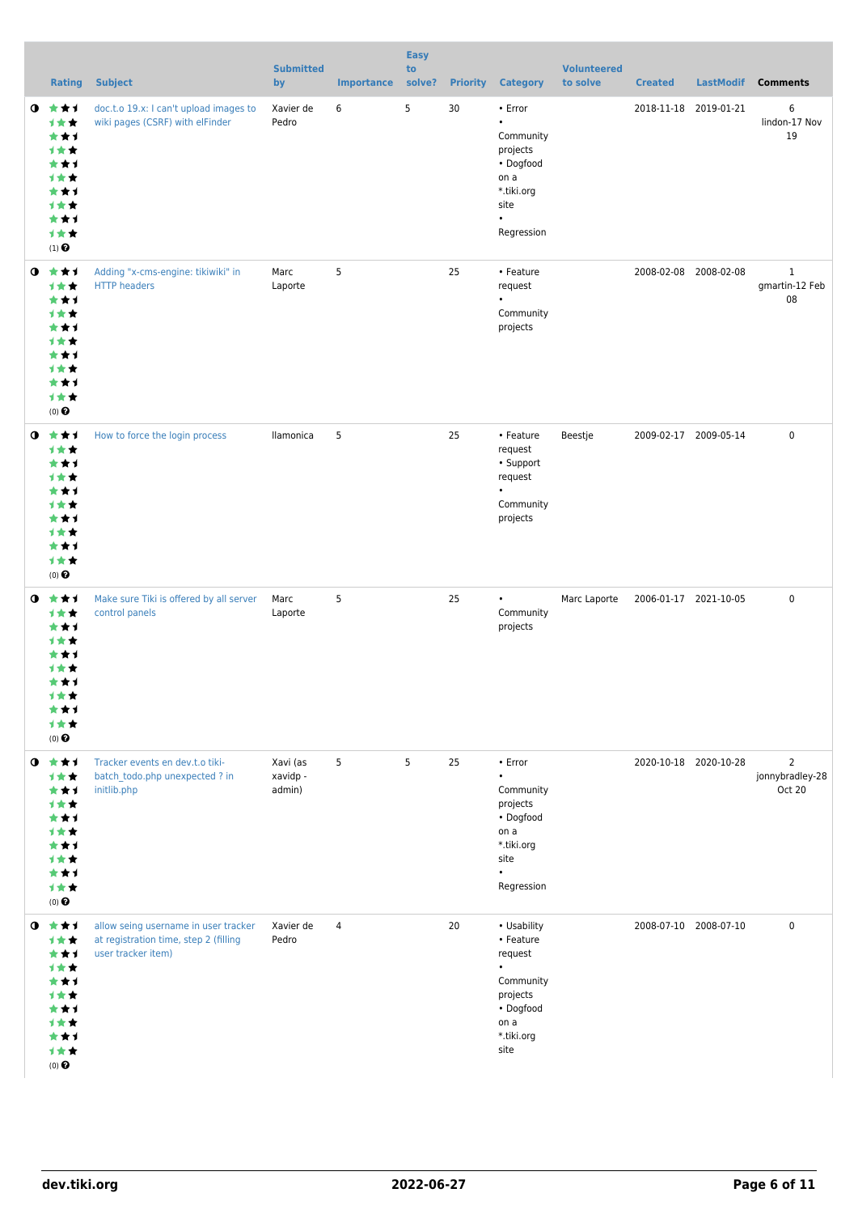| | Rating | Subject | Submitted by | Importance | Easy to solve? | Priority | Category | Volunteered to solve | Created | LastModif | Comments |
|---|---|---|---|---|---|---|---|---|---|---|---|
| ◑ | ★★★★★★★★★★ (1) | doc.t.o 19.x: I can't upload images to wiki pages (CSRF) with elFinder | Xavier de Pedro | 6 | 5 | 30 | • Error • Community projects • Dogfood on a *.tiki.org site • Regression | | 2018-11-18 | 2019-01-21 | 6 lindon-17 Nov 19 |
| ◑ | ★★★★★★★★★★ (0) | Adding "x-cms-engine: tikiwiki" in HTTP headers | Marc Laporte | 5 | | 25 | • Feature request • Community projects | | 2008-02-08 | 2008-02-08 | 1 gmartin-12 Feb 08 |
| ◑ | ★★★★★★★★★★ (0) | How to force the login process | llamonica | 5 | | 25 | • Feature request • Support request • Community projects | Beestje | 2009-02-17 | 2009-05-14 | 0 |
| ◑ | ★★★★★★★★★★ (0) | Make sure Tiki is offered by all server control panels | Marc Laporte | 5 | | 25 | • Community projects | Marc Laporte | 2006-01-17 | 2021-10-05 | 0 |
| ◑ | ★★★★★★★★★★ (0) | Tracker events en dev.t.o tiki-batch_todo.php unexpected ? in initlib.php | Xavi (as xavidp - admin) | 5 | 5 | 25 | • Error • Community projects • Dogfood on a *.tiki.org site • Regression | | 2020-10-18 | 2020-10-28 | 2 jonnybradley-28 Oct 20 |
| ◑ | ★★★★★★★★★★ (0) | allow seing username in user tracker at registration time, step 2 (filling user tracker item) | Xavier de Pedro | 4 | | 20 | • Usability • Feature request • Community projects • Dogfood on a *.tiki.org site | | 2008-07-10 | 2008-07-10 | 0 |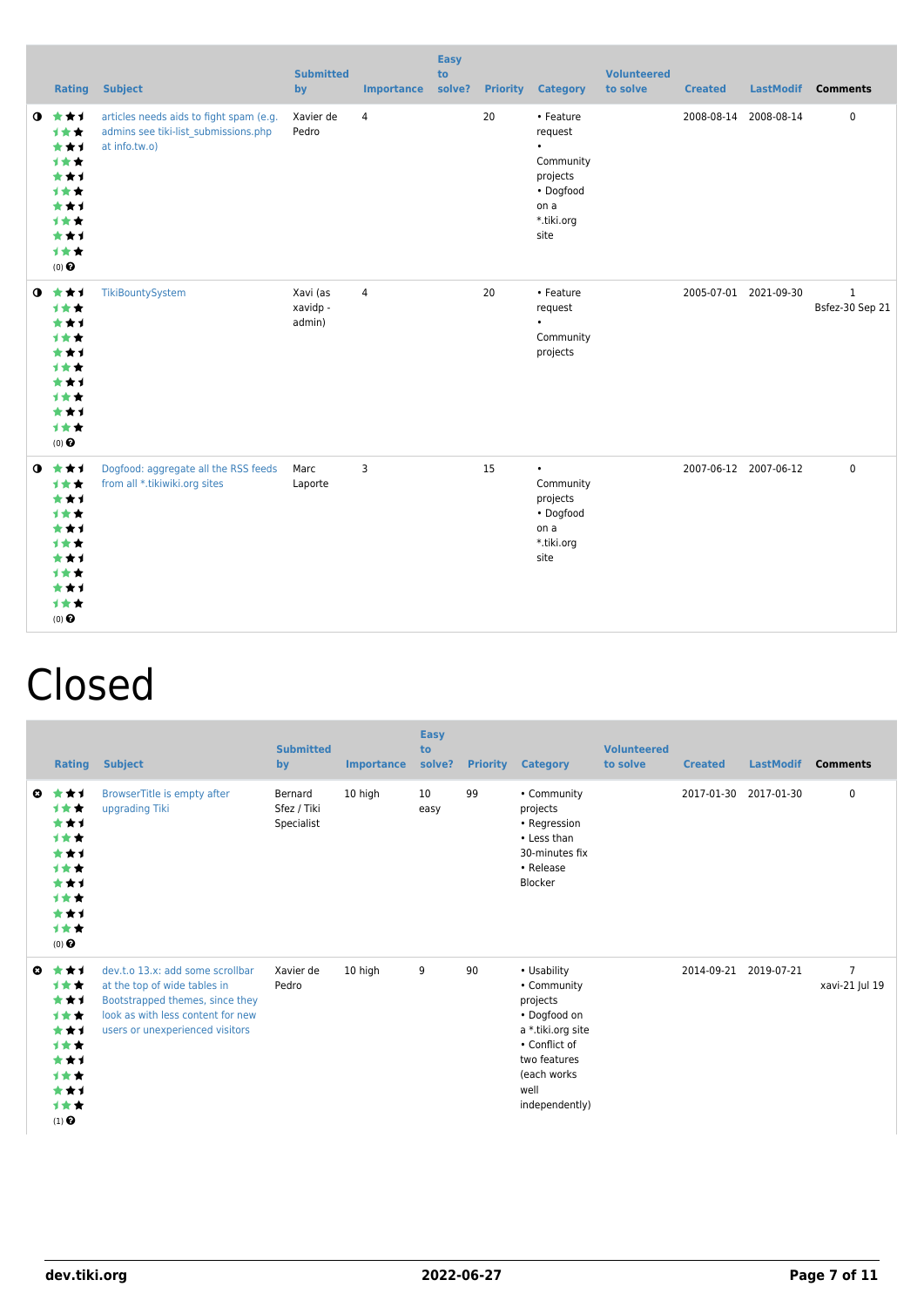| | Rating | Subject | Submitted by | Importance | Easy to solve? | Priority | Category | Volunteered to solve | Created | LastModif | Comments |
|---|---|---|---|---|---|---|---|---|---|---|---|
| ◑ | (0) | articles needs aids to fight spam (e.g. admins see tiki-list_submissions.php at info.tw.o) | Xavier de Pedro | 4 | | 20 | • Feature request • Community projects • Dogfood on a *.tiki.org site | | 2008-08-14 | 2008-08-14 | 0 |
| ◑ | (0) | TikiBountySystem | Xavi (as xavidp - admin) | 4 | | 20 | • Feature request • Community projects | | 2005-07-01 | 2021-09-30 | 1 Bsfez-30 Sep 21 |
| ◑ | (0) | Dogfood: aggregate all the RSS feeds from all *.tikiwiki.org sites | Marc Laporte | 3 | | 15 | • Community projects • Dogfood on a *.tiki.org site | | 2007-06-12 | 2007-06-12 | 0 |

# Closed

| | Rating | Subject | Submitted by | Importance | Easy to solve? | Priority | Category | Volunteered to solve | Created | LastModif | Comments |
|---|---|---|---|---|---|---|---|---|---|---|---|
| ✖ | (0) | BrowserTitle is empty after upgrading Tiki | Bernard Sfez / Tiki Specialist | 10 high | 10 easy | 99 | • Community projects • Regression • Less than 30-minutes fix • Release Blocker | | 2017-01-30 | 2017-01-30 | 0 |
| ✖ | (1) | dev.t.o 13.x: add some scrollbar at the top of wide tables in Bootstrapped themes, since they look as with less content for new users or unexperienced visitors | Xavier de Pedro | 10 high | 9 | 90 | • Usability • Community projects • Dogfood on a *.tiki.org site • Conflict of two features (each works well independently) | | 2014-09-21 | 2019-07-21 | 7 xavi-21 Jul 19 |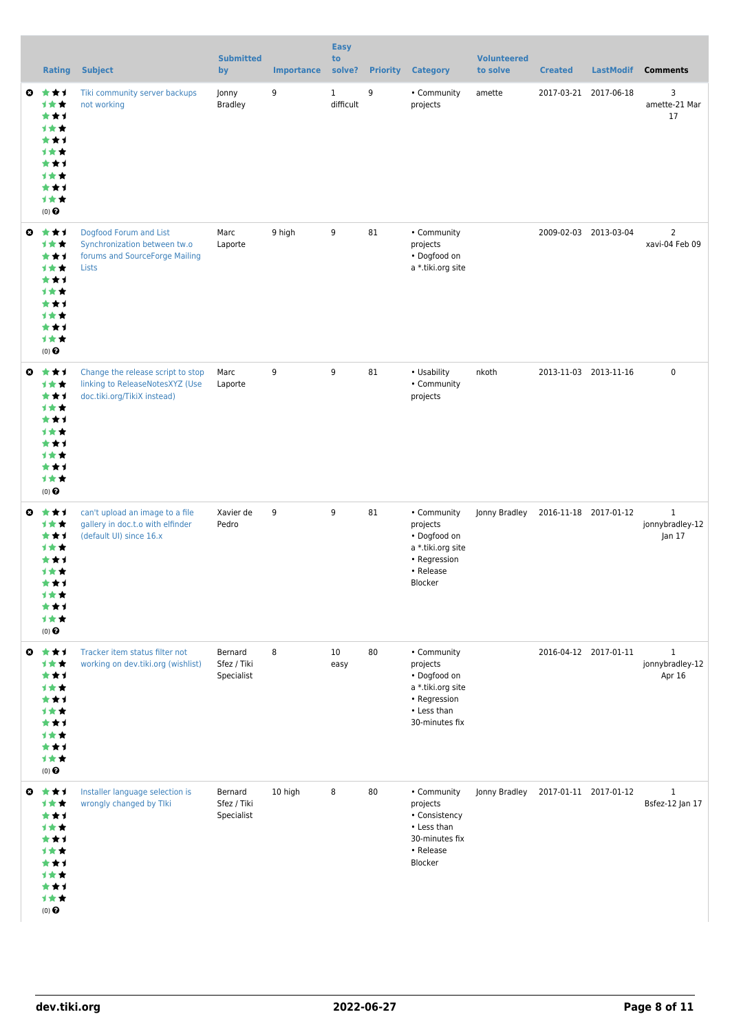| | Rating | Subject | Submitted by | Importance | Easy to solve? | Priority | Category | Volunteered to solve | Created | LastModif | Comments |
|---|---|---|---|---|---|---|---|---|---|---|---|
| | (0) | Tiki community server backups not working | Jonny Bradley | 9 | 1 difficult | 9 | • Community projects | amette | 2017-03-21 | 2017-06-18 | 3 amette-21 Mar 17 |
| | (0) | Dogfood Forum and List Synchronization between tw.o forums and SourceForge Mailing Lists | Marc Laporte | 9 high | 9 | 81 | • Community projects • Dogfood on a *.tiki.org site | | 2009-02-03 | 2013-03-04 | 2 xavi-04 Feb 09 |
| | (0) | Change the release script to stop linking to ReleaseNotesXYZ (Use doc.tiki.org/TikiX instead) | Marc Laporte | 9 | 9 | 81 | • Usability • Community projects | nkoth | 2013-11-03 | 2013-11-16 | 0 |
| | (0) | can't upload an image to a file gallery in doc.t.o with elfinder (default UI) since 16.x | Xavier de Pedro | 9 | 9 | 81 | • Community projects • Dogfood on a *.tiki.org site • Regression • Release Blocker | Jonny Bradley | 2016-11-18 | 2017-01-12 | 1 jonnybradley-12 Jan 17 |
| | (0) | Tracker item status filter not working on dev.tiki.org (wishlist) | Bernard Sfez / Tiki Specialist | 8 | 10 easy | 80 | • Community projects • Dogfood on a *.tiki.org site • Regression • Less than 30-minutes fix | | 2016-04-12 | 2017-01-11 | 1 jonnybradley-12 Apr 16 |
| | (0) | Installer language selection is wrongly changed by Tiki | Bernard Sfez / Tiki Specialist | 10 high | 8 | 80 | • Community projects • Consistency • Less than 30-minutes fix • Release Blocker | Jonny Bradley | 2017-01-11 | 2017-01-12 | 1 Bsfez-12 Jan 17 |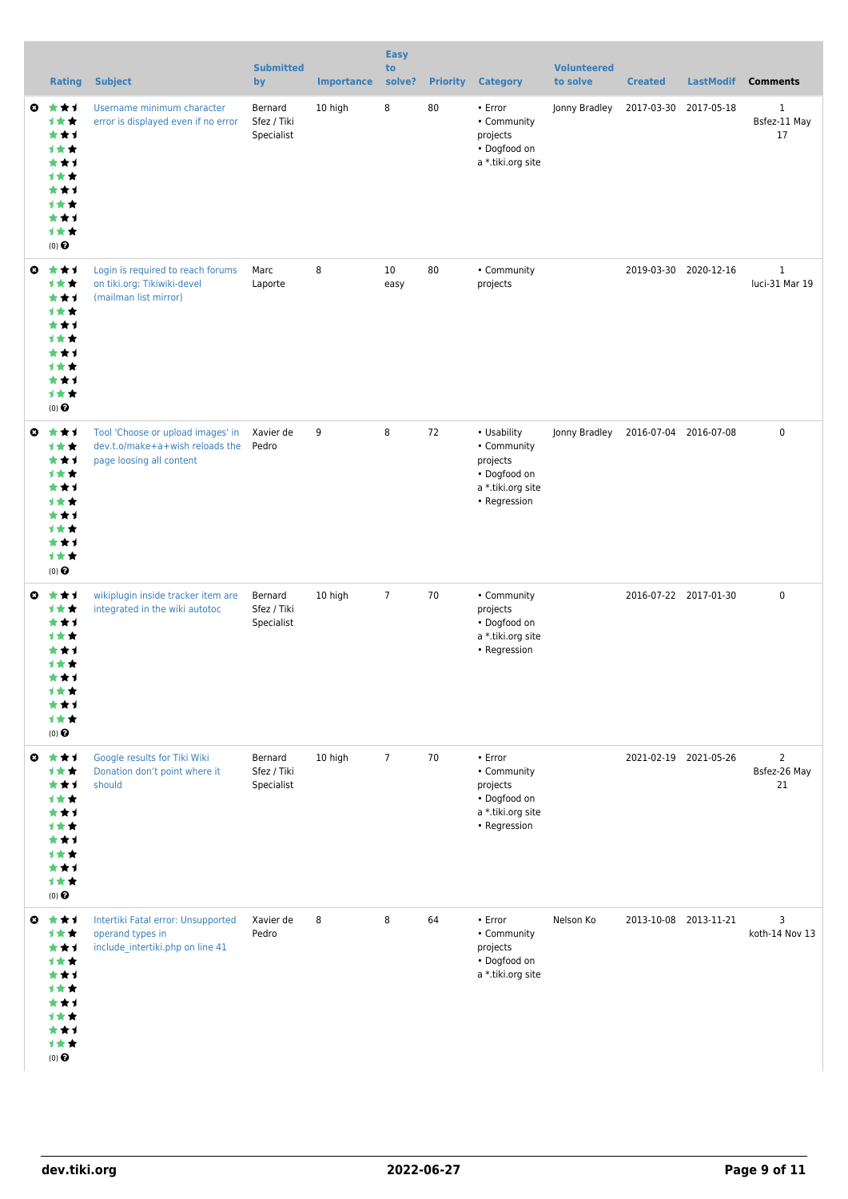| | Rating | Subject | Submitted by | Importance | Easy to solve? | Priority | Category | Volunteered to solve | Created | LastModif | Comments |
|---|---|---|---|---|---|---|---|---|---|---|---|
| | (0) | Username minimum character error is displayed even if no error | Bernard Sfez / Tiki Specialist | 10 high | 8 | 80 | • Error • Community projects • Dogfood on a *.tiki.org site | Jonny Bradley | 2017-03-30 | 2017-05-18 | 1 Bsfez-11 May 17 |
| | (0) | Login is required to reach forums on tiki.org: Tikiwiki-devel (mailman list mirror) | Marc Laporte | 8 | 10 easy | 80 | • Community projects | | 2019-03-30 | 2020-12-16 | 1 luci-31 Mar 19 |
| | (0) | Tool 'Choose or upload images' in dev.t.o/make+a+wish reloads the page loosing all content | Xavier de Pedro | 9 | 8 | 72 | • Usability • Community projects • Dogfood on a *.tiki.org site • Regression | Jonny Bradley | 2016-07-04 | 2016-07-08 | 0 |
| | (0) | wikiplugin inside tracker item are integrated in the wiki autotoc | Bernard Sfez / Tiki Specialist | 10 high | 7 | 70 | • Community projects • Dogfood on a *.tiki.org site • Regression | | 2016-07-22 | 2017-01-30 | 0 |
| | (0) | Google results for Tiki Wiki Donation don't point where it should | Bernard Sfez / Tiki Specialist | 10 high | 7 | 70 | • Error • Community projects • Dogfood on a *.tiki.org site • Regression | | 2021-02-19 | 2021-05-26 | 2 Bsfez-26 May 21 |
| | (0) | Intertiki Fatal error: Unsupported operand types in include_intertiki.php on line 41 | Xavier de Pedro | 8 | 8 | 64 | • Error • Community projects • Dogfood on a *.tiki.org site | Nelson Ko | 2013-10-08 | 2013-11-21 | 3 koth-14 Nov 13 |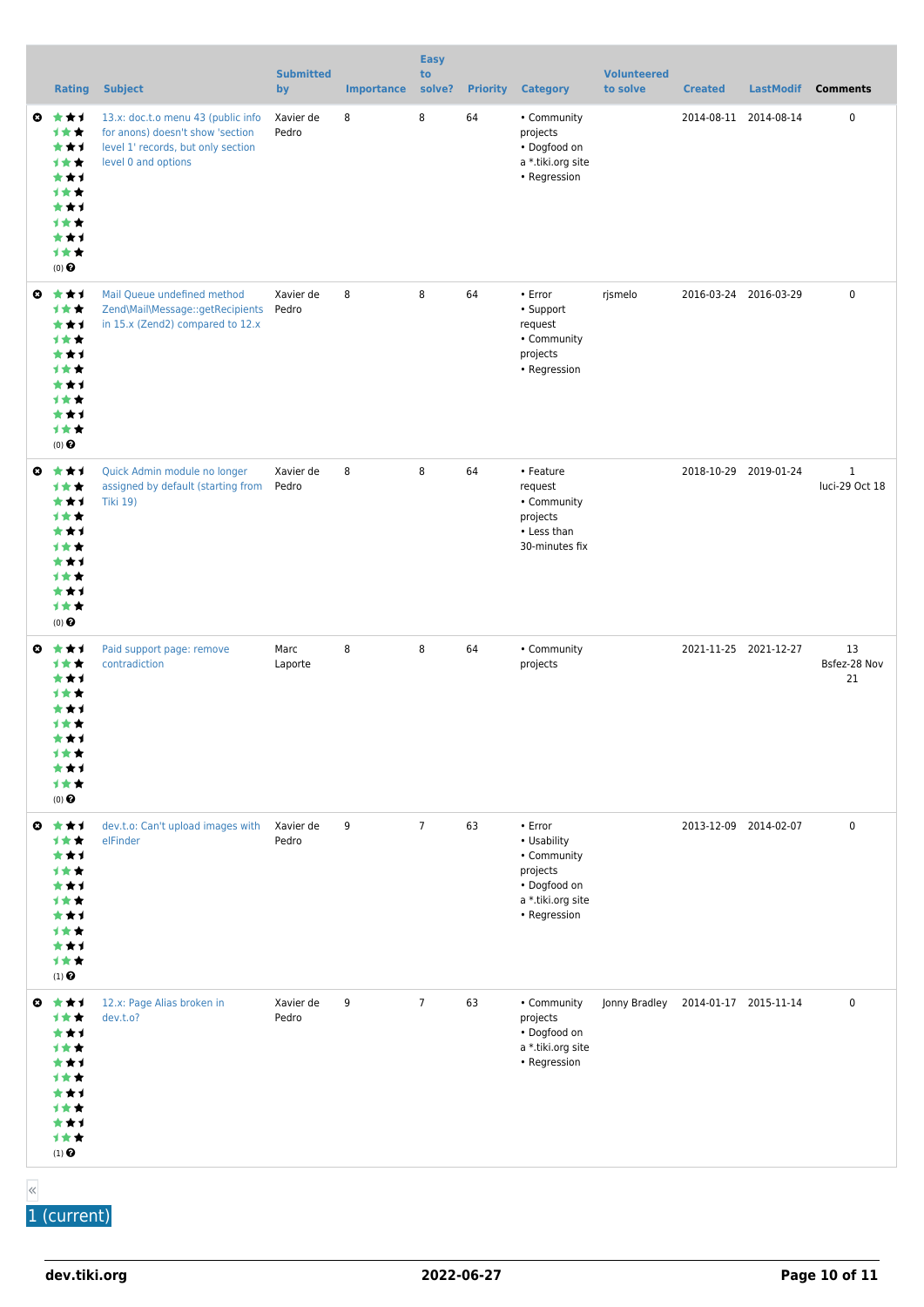| | Rating | Subject | Submitted by | Importance | Easy to solve? | Priority | Category | Volunteered to solve | Created | LastModif | Comments |
|---|---|---|---|---|---|---|---|---|---|---|---|
| | (0) | 13.x: doc.t.o menu 43 (public info for anons) doesn't show 'section level 1' records, but only section level 0 and options | Xavier de Pedro | 8 | 8 | 64 | • Community projects<br>• Dogfood on a *.tiki.org site<br>• Regression | | 2014-08-11 | 2014-08-14 | 0 |
| | (0) | Mail Queue undefined method Zend\Mail\Message::getRecipients in 15.x (Zend2) compared to 12.x | Xavier de Pedro | 8 | 8 | 64 | • Error<br>• Support request<br>• Community projects<br>• Regression | rjsmelo | 2016-03-24 | 2016-03-29 | 0 |
| | (0) | Quick Admin module no longer assigned by default (starting from Tiki 19) | Xavier de Pedro | 8 | 8 | 64 | • Feature request<br>• Community projects<br>• Less than 30-minutes fix | | 2018-10-29 | 2019-01-24 | 1<br>luci-29 Oct 18 |
| | (0) | Paid support page: remove contradiction | Marc Laporte | 8 | 8 | 64 | • Community projects | | 2021-11-25 | 2021-12-27 | 13<br>Bsfez-28 Nov 21 |
| | (1) | dev.t.o: Can't upload images with elFinder | Xavier de Pedro | 9 | 7 | 63 | • Error<br>• Usability<br>• Community projects<br>• Dogfood on a *.tiki.org site<br>• Regression | | 2013-12-09 | 2014-02-07 | 0 |
| | (1) | 12.x: Page Alias broken in dev.t.o? | Xavier de Pedro | 9 | 7 | 63 | • Community projects<br>• Dogfood on a *.tiki.org site<br>• Regression | Jonny Bradley | 2014-01-17 | 2015-11-14 | 0 |

«

1 (current)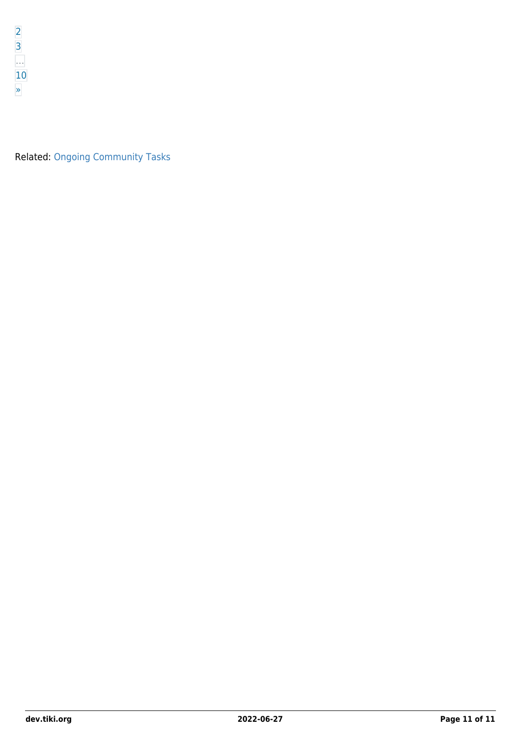2
3
…
10
»

Related: Ongoing Community Tasks